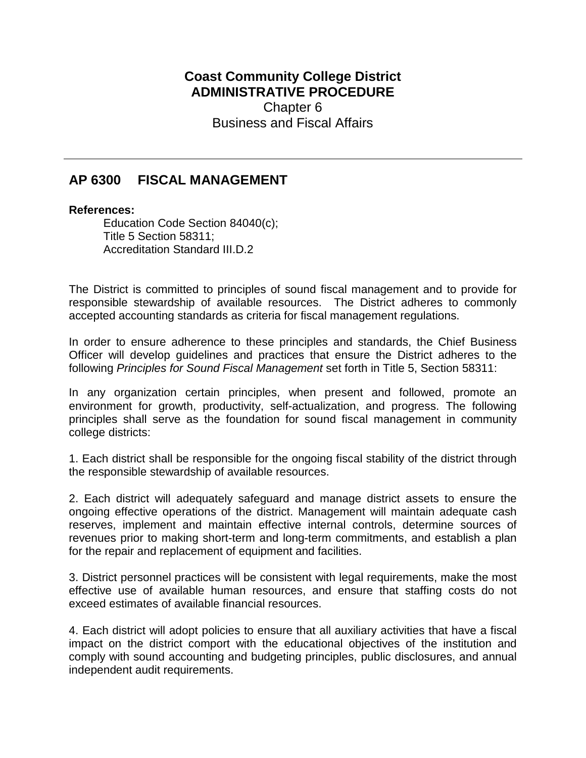**Coast Community College District**
**ADMINISTRATIVE PROCEDURE**
Chapter 6
Business and Fiscal Affairs

---

## AP 6300 FISCAL MANAGEMENT

**References:**

Education Code Section 84040(c);
Title 5 Section 58311;
Accreditation Standard III.D.2

The District is committed to principles of sound fiscal management and to provide for responsible stewardship of available resources. The District adheres to commonly accepted accounting standards as criteria for fiscal management regulations.

In order to ensure adherence to these principles and standards, the Chief Business Officer will develop guidelines and practices that ensure the District adheres to the following *Principles for Sound Fiscal Management* set forth in Title 5, Section 58311:

In any organization certain principles, when present and followed, promote an environment for growth, productivity, self-actualization, and progress. The following principles shall serve as the foundation for sound fiscal management in community college districts:

1. Each district shall be responsible for the ongoing fiscal stability of the district through the responsible stewardship of available resources.

2. Each district will adequately safeguard and manage district assets to ensure the ongoing effective operations of the district. Management will maintain adequate cash reserves, implement and maintain effective internal controls, determine sources of revenues prior to making short-term and long-term commitments, and establish a plan for the repair and replacement of equipment and facilities.

3. District personnel practices will be consistent with legal requirements, make the most effective use of available human resources, and ensure that staffing costs do not exceed estimates of available financial resources.

4. Each district will adopt policies to ensure that all auxiliary activities that have a fiscal impact on the district comport with the educational objectives of the institution and comply with sound accounting and budgeting principles, public disclosures, and annual independent audit requirements.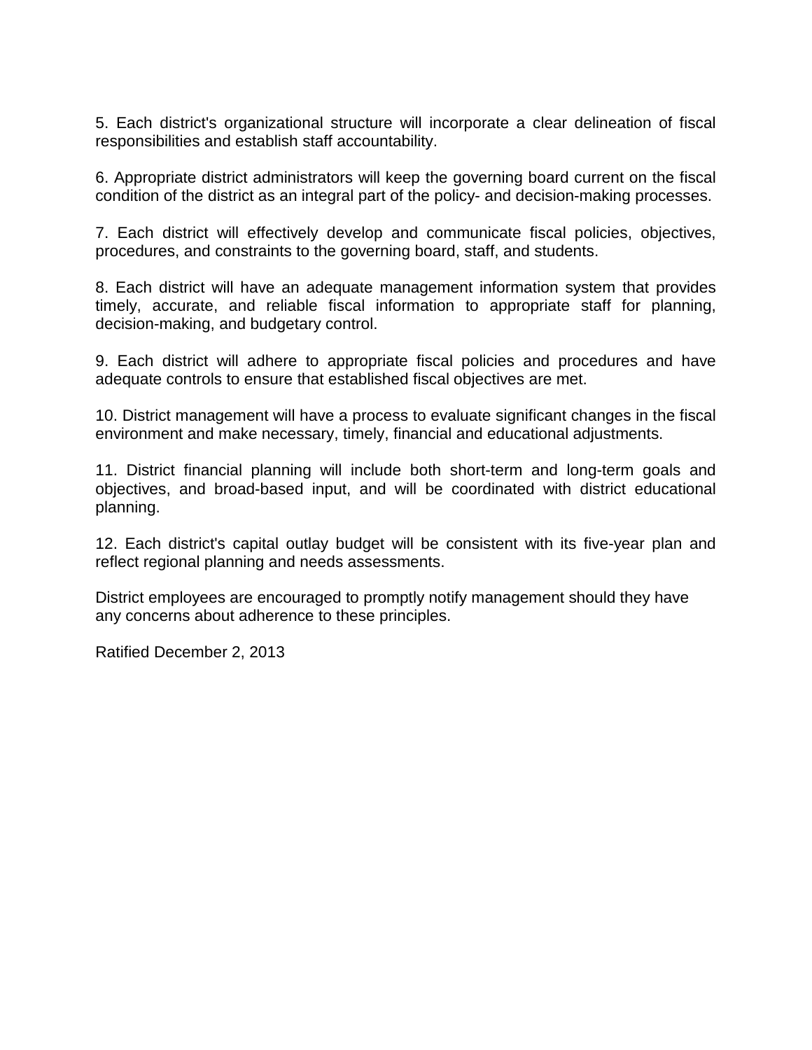5. Each district's organizational structure will incorporate a clear delineation of fiscal responsibilities and establish staff accountability.

6. Appropriate district administrators will keep the governing board current on the fiscal condition of the district as an integral part of the policy- and decision-making processes.

7. Each district will effectively develop and communicate fiscal policies, objectives, procedures, and constraints to the governing board, staff, and students.

8. Each district will have an adequate management information system that provides timely, accurate, and reliable fiscal information to appropriate staff for planning, decision-making, and budgetary control.

9. Each district will adhere to appropriate fiscal policies and procedures and have adequate controls to ensure that established fiscal objectives are met.

10. District management will have a process to evaluate significant changes in the fiscal environment and make necessary, timely, financial and educational adjustments.

11. District financial planning will include both short-term and long-term goals and objectives, and broad-based input, and will be coordinated with district educational planning.

12. Each district's capital outlay budget will be consistent with its five-year plan and reflect regional planning and needs assessments.

District employees are encouraged to promptly notify management should they have any concerns about adherence to these principles.

Ratified December 2, 2013